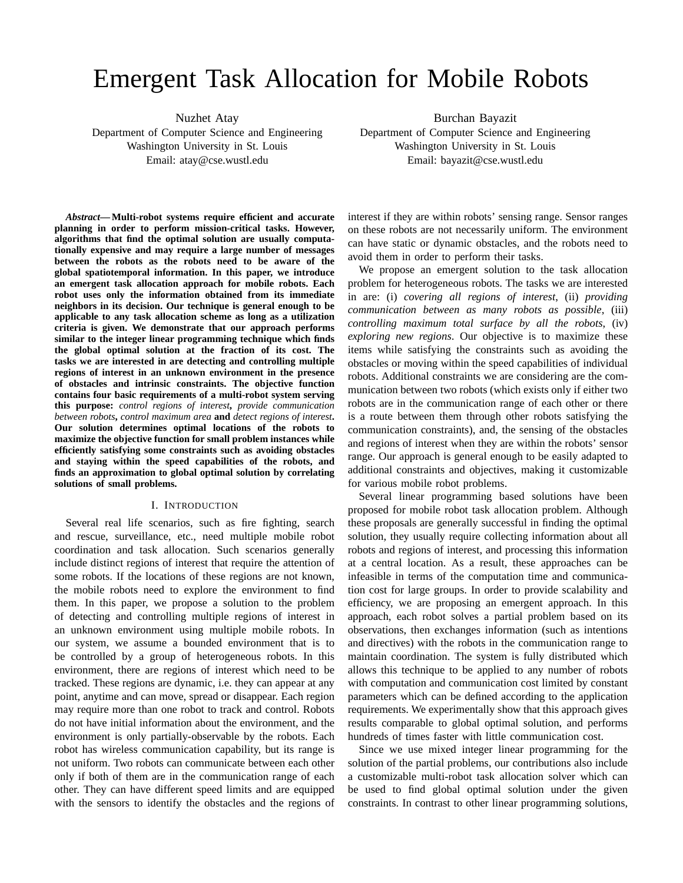# Emergent Task Allocation for Mobile Robots

Nuzhet Atay
Department of Computer Science and Engineering
Washington University in St. Louis
Email: atay@cse.wustl.edu

Burchan Bayazit
Department of Computer Science and Engineering
Washington University in St. Louis
Email: bayazit@cse.wustl.edu

***Abstract*— Multi-robot systems require efficient and accurate planning in order to perform mission-critical tasks. However, algorithms that find the optimal solution are usually computationally expensive and may require a large number of messages between the robots as the robots need to be aware of the global spatiotemporal information. In this paper, we introduce an emergent task allocation approach for mobile robots. Each robot uses only the information obtained from its immediate neighbors in its decision. Our technique is general enough to be applicable to any task allocation scheme as long as a utilization criteria is given. We demonstrate that our approach performs similar to the integer linear programming technique which finds the global optimal solution at the fraction of its cost. The tasks we are interested in are detecting and controlling multiple regions of interest in an unknown environment in the presence of obstacles and intrinsic constraints. The objective function contains four basic requirements of a multi-robot system serving this purpose:** *control regions of interest*, *provide communication between robots*, *control maximum area* **and** *detect regions of interest*. **Our solution determines optimal locations of the robots to maximize the objective function for small problem instances while efficiently satisfying some constraints such as avoiding obstacles and staying within the speed capabilities of the robots, and finds an approximation to global optimal solution by correlating solutions of small problems.**

## I. Introduction

Several real life scenarios, such as fire fighting, search and rescue, surveillance, etc., need multiple mobile robot coordination and task allocation. Such scenarios generally include distinct regions of interest that require the attention of some robots. If the locations of these regions are not known, the mobile robots need to explore the environment to find them. In this paper, we propose a solution to the problem of detecting and controlling multiple regions of interest in an unknown environment using multiple mobile robots. In our system, we assume a bounded environment that is to be controlled by a group of heterogeneous robots. In this environment, there are regions of interest which need to be tracked. These regions are dynamic, i.e. they can appear at any point, anytime and can move, spread or disappear. Each region may require more than one robot to track and control. Robots do not have initial information about the environment, and the environment is only partially-observable by the robots. Each robot has wireless communication capability, but its range is not uniform. Two robots can communicate between each other only if both of them are in the communication range of each other. They can have different speed limits and are equipped with the sensors to identify the obstacles and the regions of interest if they are within robots' sensing range. Sensor ranges on these robots are not necessarily uniform. The environment can have static or dynamic obstacles, and the robots need to avoid them in order to perform their tasks.

We propose an emergent solution to the task allocation problem for heterogeneous robots. The tasks we are interested in are: (i) *covering all regions of interest*, (ii) *providing communication between as many robots as possible*, (iii) *controlling maximum total surface by all the robots*, (iv) *exploring new regions*. Our objective is to maximize these items while satisfying the constraints such as avoiding the obstacles or moving within the speed capabilities of individual robots. Additional constraints we are considering are the communication between two robots (which exists only if either two robots are in the communication range of each other or there is a route between them through other robots satisfying the communication constraints), and, the sensing of the obstacles and regions of interest when they are within the robots' sensor range. Our approach is general enough to be easily adapted to additional constraints and objectives, making it customizable for various mobile robot problems.

Several linear programming based solutions have been proposed for mobile robot task allocation problem. Although these proposals are generally successful in finding the optimal solution, they usually require collecting information about all robots and regions of interest, and processing this information at a central location. As a result, these approaches can be infeasible in terms of the computation time and communication cost for large groups. In order to provide scalability and efficiency, we are proposing an emergent approach. In this approach, each robot solves a partial problem based on its observations, then exchanges information (such as intentions and directives) with the robots in the communication range to maintain coordination. The system is fully distributed which allows this technique to be applied to any number of robots with computation and communication cost limited by constant parameters which can be defined according to the application requirements. We experimentally show that this approach gives results comparable to global optimal solution, and performs hundreds of times faster with little communication cost.

Since we use mixed integer linear programming for the solution of the partial problems, our contributions also include a customizable multi-robot task allocation solver which can be used to find global optimal solution under the given constraints. In contrast to other linear programming solutions,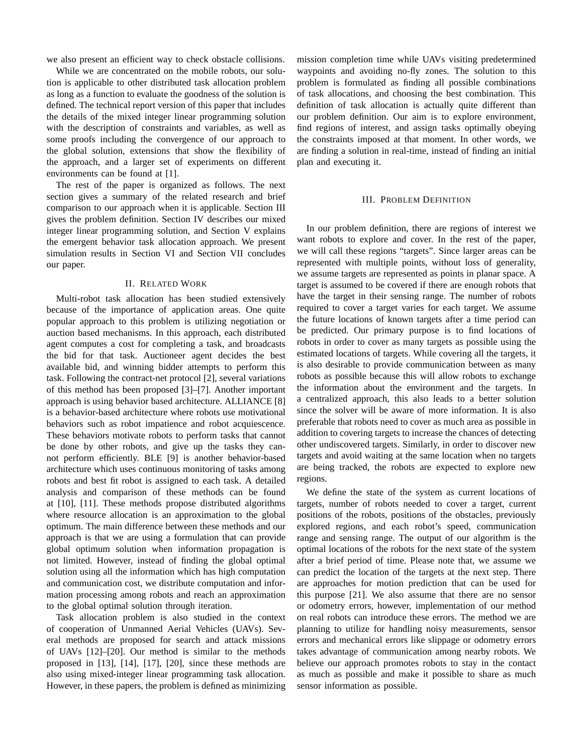we also present an efficient way to check obstacle collisions.

While we are concentrated on the mobile robots, our solution is applicable to other distributed task allocation problem as long as a function to evaluate the goodness of the solution is defined. The technical report version of this paper that includes the details of the mixed integer linear programming solution with the description of constraints and variables, as well as some proofs including the convergence of our approach to the global solution, extensions that show the flexibility of the approach, and a larger set of experiments on different environments can be found at [1].

The rest of the paper is organized as follows. The next section gives a summary of the related research and brief comparison to our approach when it is applicable. Section III gives the problem definition. Section IV describes our mixed integer linear programming solution, and Section V explains the emergent behavior task allocation approach. We present simulation results in Section VI and Section VII concludes our paper.

## II. Related Work

Multi-robot task allocation has been studied extensively because of the importance of application areas. One quite popular approach to this problem is utilizing negotiation or auction based mechanisms. In this approach, each distributed agent computes a cost for completing a task, and broadcasts the bid for that task. Auctioneer agent decides the best available bid, and winning bidder attempts to perform this task. Following the contract-net protocol [2], several variations of this method has been proposed [3]–[7]. Another important approach is using behavior based architecture. ALLIANCE [8] is a behavior-based architecture where robots use motivational behaviors such as robot impatience and robot acquiescence. These behaviors motivate robots to perform tasks that cannot be done by other robots, and give up the tasks they cannot perform efficiently. BLE [9] is another behavior-based architecture which uses continuous monitoring of tasks among robots and best fit robot is assigned to each task. A detailed analysis and comparison of these methods can be found at [10], [11]. These methods propose distributed algorithms where resource allocation is an approximation to the global optimum. The main difference between these methods and our approach is that we are using a formulation that can provide global optimum solution when information propagation is not limited. However, instead of finding the global optimal solution using all the information which has high computation and communication cost, we distribute computation and information processing among robots and reach an approximation to the global optimal solution through iteration.

Task allocation problem is also studied in the context of cooperation of Unmanned Aerial Vehicles (UAVs). Several methods are proposed for search and attack missions of UAVs [12]–[20]. Our method is similar to the methods proposed in [13], [14], [17], [20], since these methods are also using mixed-integer linear programming task allocation. However, in these papers, the problem is defined as minimizing mission completion time while UAVs visiting predetermined waypoints and avoiding no-fly zones. The solution to this problem is formulated as finding all possible combinations of task allocations, and choosing the best combination. This definition of task allocation is actually quite different than our problem definition. Our aim is to explore environment, find regions of interest, and assign tasks optimally obeying the constraints imposed at that moment. In other words, we are finding a solution in real-time, instead of finding an initial plan and executing it.

## III. Problem Definition

In our problem definition, there are regions of interest we want robots to explore and cover. In the rest of the paper, we will call these regions "targets". Since larger areas can be represented with multiple points, without loss of generality, we assume targets are represented as points in planar space. A target is assumed to be covered if there are enough robots that have the target in their sensing range. The number of robots required to cover a target varies for each target. We assume the future locations of known targets after a time period can be predicted. Our primary purpose is to find locations of robots in order to cover as many targets as possible using the estimated locations of targets. While covering all the targets, it is also desirable to provide communication between as many robots as possible because this will allow robots to exchange the information about the environment and the targets. In a centralized approach, this also leads to a better solution since the solver will be aware of more information. It is also preferable that robots need to cover as much area as possible in addition to covering targets to increase the chances of detecting other undiscovered targets. Similarly, in order to discover new targets and avoid waiting at the same location when no targets are being tracked, the robots are expected to explore new regions.

We define the state of the system as current locations of targets, number of robots needed to cover a target, current positions of the robots, positions of the obstacles, previously explored regions, and each robot's speed, communication range and sensing range. The output of our algorithm is the optimal locations of the robots for the next state of the system after a brief period of time. Please note that, we assume we can predict the location of the targets at the next step. There are approaches for motion prediction that can be used for this purpose [21]. We also assume that there are no sensor or odometry errors, however, implementation of our method on real robots can introduce these errors. The method we are planning to utilize for handling noisy measurements, sensor errors and mechanical errors like slippage or odometry errors takes advantage of communication among nearby robots. We believe our approach promotes robots to stay in the contact as much as possible and make it possible to share as much sensor information as possible.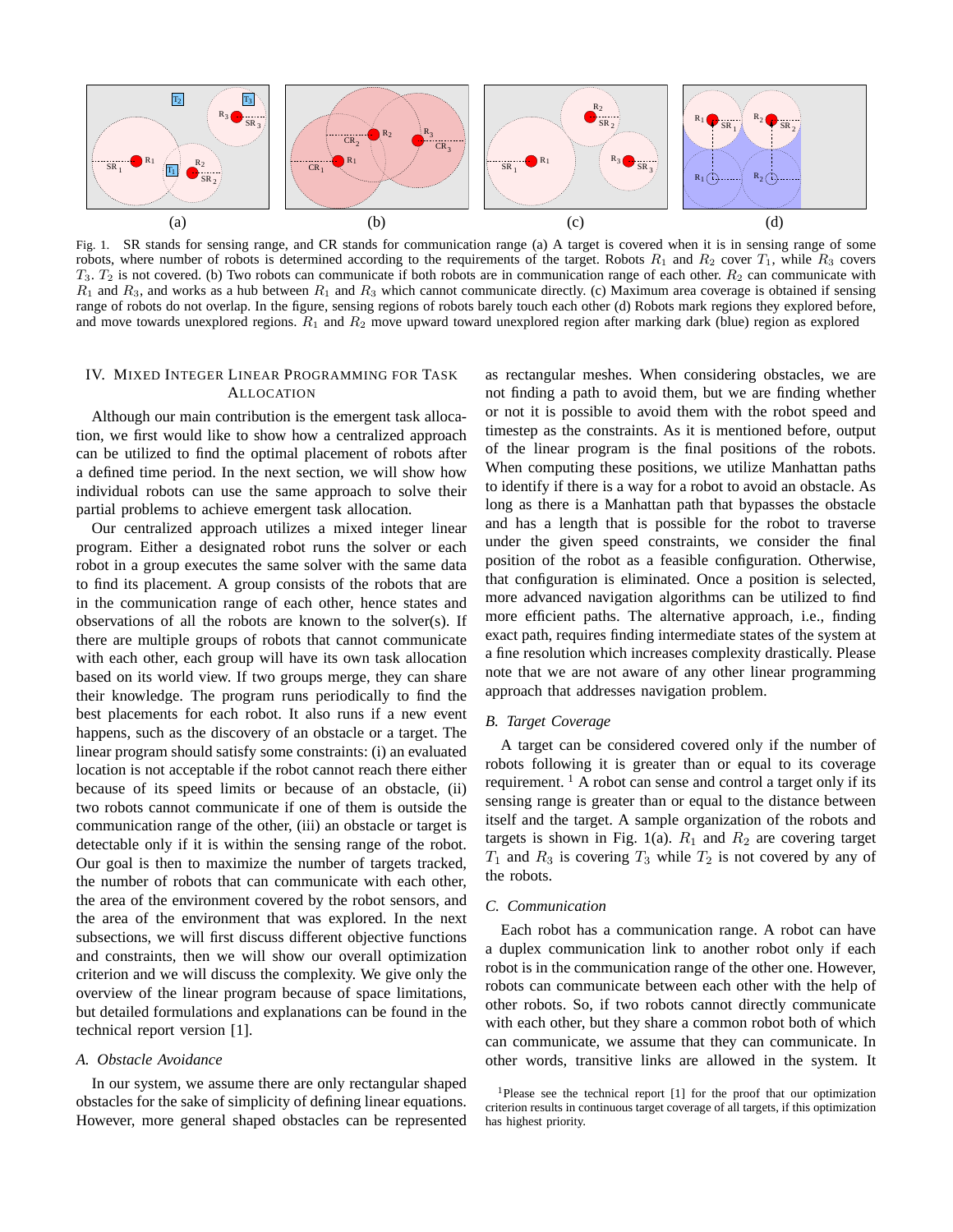(a)

(b)

(c)

(d)

Fig. 1. SR stands for sensing range, and CR stands for communication range (a) A target is covered when it is in sensing range of some robots, where number of robots is determined according to the requirements of the target. Robots $R_1$ and $R_2$ cover $T_1$, while $R_3$ covers $T_3$. $T_2$ is not covered. (b) Two robots can communicate if both robots are in communication range of each other. $R_2$ can communicate with $R_1$ and $R_3$, and works as a hub between $R_1$ and $R_3$ which cannot communicate directly. (c) Maximum area coverage is obtained if sensing range of robots do not overlap. In the figure, sensing regions of robots barely touch each other (d) Robots mark regions they explored before, and move towards unexplored regions. $R_1$ and $R_2$ move upward toward unexplored region after marking dark (blue) region as explored

## IV. Mixed Integer Linear Programming for Task Allocation

Although our main contribution is the emergent task allocation, we first would like to show how a centralized approach can be utilized to find the optimal placement of robots after a defined time period. In the next section, we will show how individual robots can use the same approach to solve their partial problems to achieve emergent task allocation.

Our centralized approach utilizes a mixed integer linear program. Either a designated robot runs the solver or each robot in a group executes the same solver with the same data to find its placement. A group consists of the robots that are in the communication range of each other, hence states and observations of all the robots are known to the solver(s). If there are multiple groups of robots that cannot communicate with each other, each group will have its own task allocation based on its world view. If two groups merge, they can share their knowledge. The program runs periodically to find the best placements for each robot. It also runs if a new event happens, such as the discovery of an obstacle or a target. The linear program should satisfy some constraints: (i) an evaluated location is not acceptable if the robot cannot reach there either because of its speed limits or because of an obstacle, (ii) two robots cannot communicate if one of them is outside the communication range of the other, (iii) an obstacle or target is detectable only if it is within the sensing range of the robot. Our goal is then to maximize the number of targets tracked, the number of robots that can communicate with each other, the area of the environment covered by the robot sensors, and the area of the environment that was explored. In the next subsections, we will first discuss different objective functions and constraints, then we will show our overall optimization criterion and we will discuss the complexity. We give only the overview of the linear program because of space limitations, but detailed formulations and explanations can be found in the technical report version [1].

### A. Obstacle Avoidance

In our system, we assume there are only rectangular shaped obstacles for the sake of simplicity of defining linear equations. However, more general shaped obstacles can be represented as rectangular meshes. When considering obstacles, we are not finding a path to avoid them, but we are finding whether or not it is possible to avoid them with the robot speed and timestep as the constraints. As it is mentioned before, output of the linear program is the final positions of the robots. When computing these positions, we utilize Manhattan paths to identify if there is a way for a robot to avoid an obstacle. As long as there is a Manhattan path that bypasses the obstacle and has a length that is possible for the robot to traverse under the given speed constraints, we consider the final position of the robot as a feasible configuration. Otherwise, that configuration is eliminated. Once a position is selected, more advanced navigation algorithms can be utilized to find more efficient paths. The alternative approach, i.e., finding exact path, requires finding intermediate states of the system at a fine resolution which increases complexity drastically. Please note that we are not aware of any other linear programming approach that addresses navigation problem.

### B. Target Coverage

A target can be considered covered only if the number of robots following it is greater than or equal to its coverage requirement. [1] A robot can sense and control a target only if its sensing range is greater than or equal to the distance between itself and the target. A sample organization of the robots and targets is shown in Fig. 1(a). $R_1$ and $R_2$ are covering target $T_1$ and $R_3$ is covering $T_3$ while $T_2$ is not covered by any of the robots.

### C. Communication

Each robot has a communication range. A robot can have a duplex communication link to another robot only if each robot is in the communication range of the other one. However, robots can communicate between each other with the help of other robots. So, if two robots cannot directly communicate with each other, but they share a common robot both of which can communicate, we assume that they can communicate. In other words, transitive links are allowed in the system. It

[1] Please see the technical report [1] for the proof that our optimization criterion results in continuous target coverage of all targets, if this optimization has highest priority.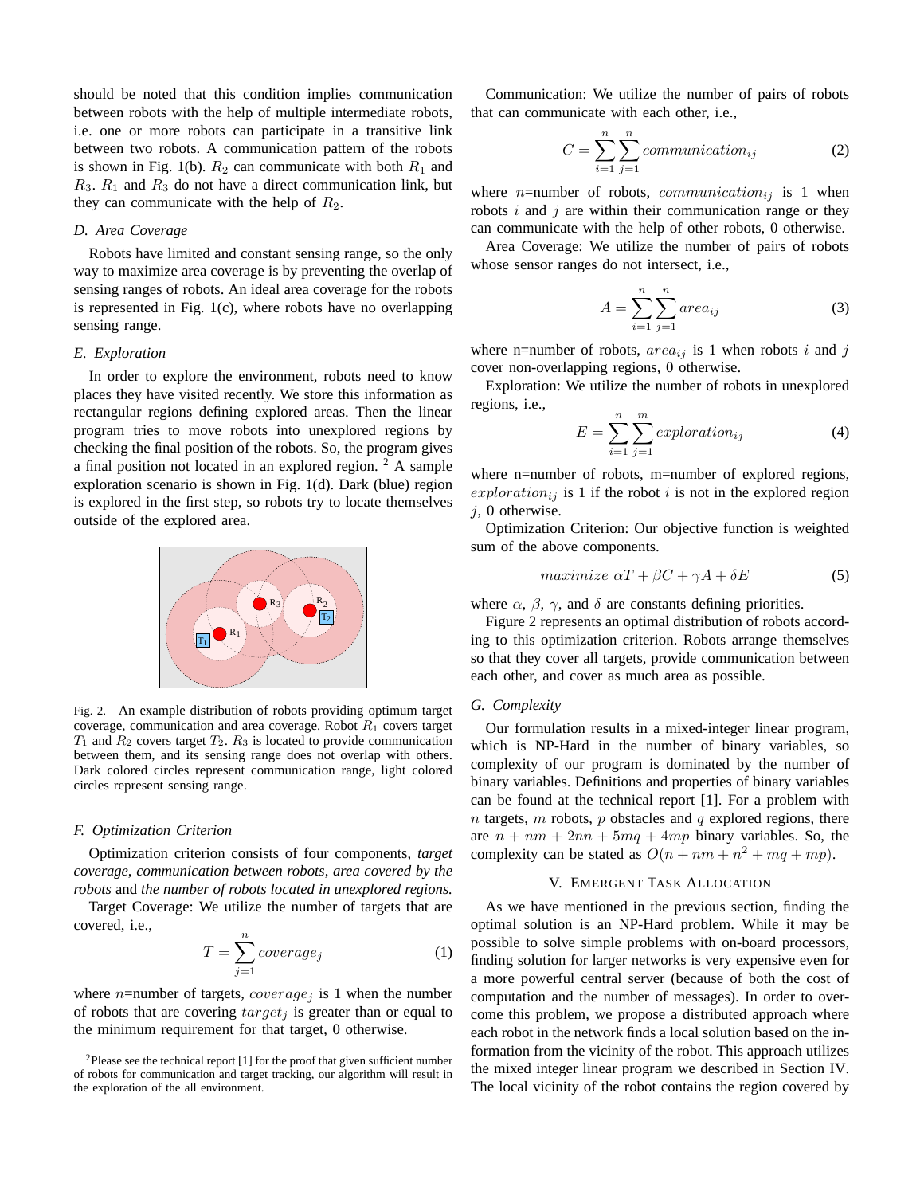should be noted that this condition implies communication between robots with the help of multiple intermediate robots, i.e. one or more robots can participate in a transitive link between two robots. A communication pattern of the robots is shown in Fig. 1(b). $R_2$ can communicate with both $R_1$ and $R_3$. $R_1$ and $R_3$ do not have a direct communication link, but they can communicate with the help of $R_2$.

### D. Area Coverage

Robots have limited and constant sensing range, so the only way to maximize area coverage is by preventing the overlap of sensing ranges of robots. An ideal area coverage for the robots is represented in Fig. 1(c), where robots have no overlapping sensing range.

### E. Exploration

In order to explore the environment, robots need to know places they have visited recently. We store this information as rectangular regions defining explored areas. Then the linear program tries to move robots into unexplored regions by checking the final position of the robots. So, the program gives a final position not located in an explored region. [2] A sample exploration scenario is shown in Fig. 1(d). Dark (blue) region is explored in the first step, so robots try to locate themselves outside of the explored area.

Fig. 2. An example distribution of robots providing optimum target coverage, communication and area coverage. Robot $R_1$ covers target $T_1$ and $R_2$ covers target $T_2$. $R_3$ is located to provide communication between them, and its sensing range does not overlap with others. Dark colored circles represent communication range, light colored circles represent sensing range.

### F. Optimization Criterion

Optimization criterion consists of four components, *target coverage*, *communication between robots*, *area covered by the robots* and *the number of robots located in unexplored regions.*

Target Coverage: We utilize the number of targets that are covered, i.e.,

$$T = \sum_{j=1}^{n} coverage_j \tag{1}$$

where $n$=number of targets, $coverage_j$ is 1 when the number of robots that are covering $target_j$ is greater than or equal to the minimum requirement for that target, 0 otherwise.

[2]Please see the technical report [1] for the proof that given sufficient number of robots for communication and target tracking, our algorithm will result in the exploration of the all environment.

Communication: We utilize the number of pairs of robots that can communicate with each other, i.e.,

$$C = \sum_{i=1}^{n} \sum_{j=1}^{n} communication_{ij} \tag{2}$$

where $n$=number of robots, $communication_{ij}$ is 1 when robots $i$ and $j$ are within their communication range or they can communicate with the help of other robots, 0 otherwise.

Area Coverage: We utilize the number of pairs of robots whose sensor ranges do not intersect, i.e.,

$$A = \sum_{i=1}^{n} \sum_{j=1}^{n} area_{ij} \tag{3}$$

where n=number of robots, $area_{ij}$ is 1 when robots $i$ and $j$ cover non-overlapping regions, 0 otherwise.

Exploration: We utilize the number of robots in unexplored regions, i.e.,

$$E = \sum_{i=1}^{n} \sum_{j=1}^{m} exploration_{ij} \tag{4}$$

where n=number of robots, m=number of explored regions, $exploration_{ij}$ is 1 if the robot $i$ is not in the explored region $j$, 0 otherwise.

Optimization Criterion: Our objective function is weighted sum of the above components.

$$maximize \ \alpha T + \beta C + \gamma A + \delta E \tag{5}$$

where $\alpha$, $\beta$, $\gamma$, and $\delta$ are constants defining priorities.

Figure 2 represents an optimal distribution of robots according to this optimization criterion. Robots arrange themselves so that they cover all targets, provide communication between each other, and cover as much area as possible.

### G. Complexity

Our formulation results in a mixed-integer linear program, which is NP-Hard in the number of binary variables, so complexity of our program is dominated by the number of binary variables. Definitions and properties of binary variables can be found at the technical report [1]. For a problem with $n$ targets, $m$ robots, $p$ obstacles and $q$ explored regions, there are $n + nm + 2nn + 5mq + 4mp$ binary variables. So, the complexity can be stated as $O(n + nm + n^2 + mq + mp)$.

## V. Emergent Task Allocation

As we have mentioned in the previous section, finding the optimal solution is an NP-Hard problem. While it may be possible to solve simple problems with on-board processors, finding solution for larger networks is very expensive even for a more powerful central server (because of both the cost of computation and the number of messages). In order to overcome this problem, we propose a distributed approach where each robot in the network finds a local solution based on the information from the vicinity of the robot. This approach utilizes the mixed integer linear program we described in Section IV. The local vicinity of the robot contains the region covered by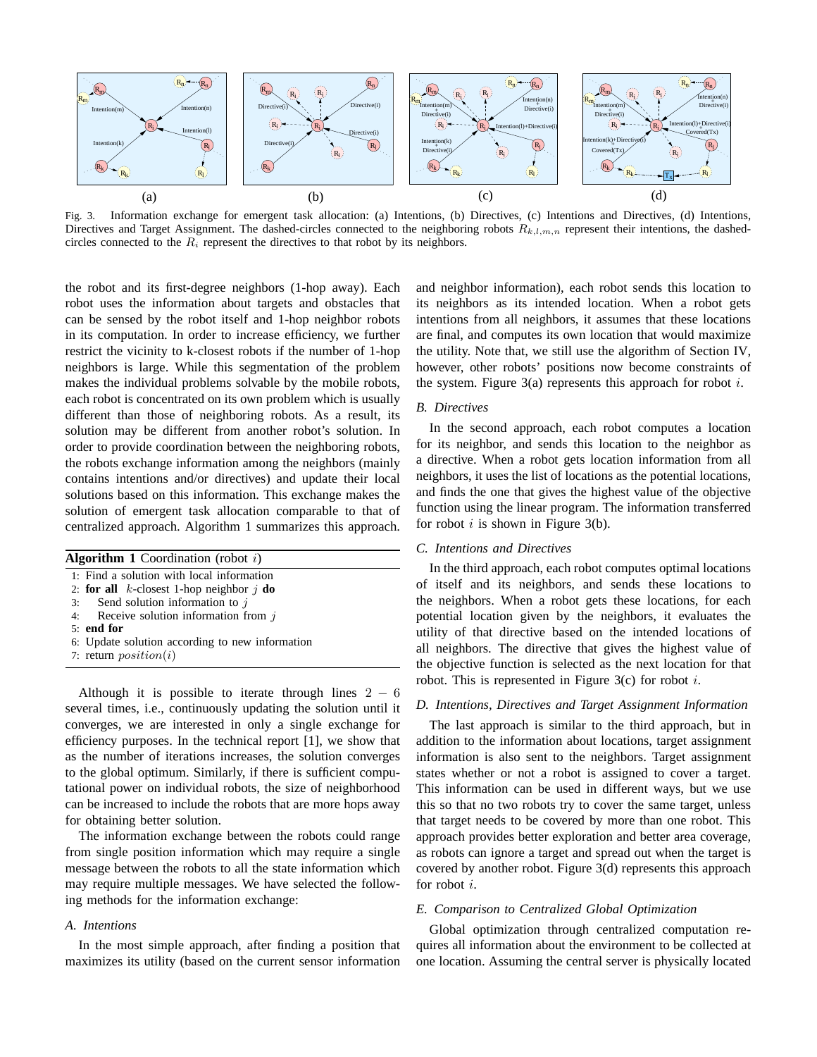(a)

(b)

(c)

(d)

Fig. 3. Information exchange for emergent task allocation: (a) Intentions, (b) Directives, (c) Intentions and Directives, (d) Intentions, Directives and Target Assignment. The dashed-circles connected to the neighboring robots $R_{k,l,m,n}$ represent their intentions, the dashed-circles connected to the $R_i$ represent the directives to that robot by its neighbors.

the robot and its first-degree neighbors (1-hop away). Each robot uses the information about targets and obstacles that can be sensed by the robot itself and 1-hop neighbor robots in its computation. In order to increase efficiency, we further restrict the vicinity to k-closest robots if the number of 1-hop neighbors is large. While this segmentation of the problem makes the individual problems solvable by the mobile robots, each robot is concentrated on its own problem which is usually different than those of neighboring robots. As a result, its solution may be different from another robot's solution. In order to provide coordination between the neighboring robots, the robots exchange information among the neighbors (mainly contains intentions and/or directives) and update their local solutions based on this information. This exchange makes the solution of emergent task allocation comparable to that of centralized approach. Algorithm 1 summarizes this approach.

**Algorithm 1** Coordination (robot $i$)

```
1: Find a solution with local information
2: for all k-closest 1-hop neighbor j do
3:     Send solution information to j
4:     Receive solution information from j
5: end for
6: Update solution according to new information
7: return position(i)
```

Although it is possible to iterate through lines $2-6$ several times, i.e., continuously updating the solution until it converges, we are interested in only a single exchange for efficiency purposes. In the technical report [1], we show that as the number of iterations increases, the solution converges to the global optimum. Similarly, if there is sufficient computational power on individual robots, the size of neighborhood can be increased to include the robots that are more hops away for obtaining better solution.

The information exchange between the robots could range from single position information which may require a single message between the robots to all the state information which may require multiple messages. We have selected the following methods for the information exchange:

### A. Intentions

In the most simple approach, after finding a position that maximizes its utility (based on the current sensor information and neighbor information), each robot sends this location to its neighbors as its intended location. When a robot gets intentions from all neighbors, it assumes that these locations are final, and computes its own location that would maximize the utility. Note that, we still use the algorithm of Section IV, however, other robots' positions now become constraints of the system. Figure 3(a) represents this approach for robot $i$.

### B. Directives

In the second approach, each robot computes a location for its neighbor, and sends this location to the neighbor as a directive. When a robot gets location information from all neighbors, it uses the list of locations as the potential locations, and finds the one that gives the highest value of the objective function using the linear program. The information transferred for robot $i$ is shown in Figure 3(b).

### C. Intentions and Directives

In the third approach, each robot computes optimal locations of itself and its neighbors, and sends these locations to the neighbors. When a robot gets these locations, for each potential location given by the neighbors, it evaluates the utility of that directive based on the intended locations of all neighbors. The directive that gives the highest value of the objective function is selected as the next location for that robot. This is represented in Figure 3(c) for robot $i$.

### D. Intentions, Directives and Target Assignment Information

The last approach is similar to the third approach, but in addition to the information about locations, target assignment information is also sent to the neighbors. Target assignment states whether or not a robot is assigned to cover a target. This information can be used in different ways, but we use this so that no two robots try to cover the same target, unless that target needs to be covered by more than one robot. This approach provides better exploration and better area coverage, as robots can ignore a target and spread out when the target is covered by another robot. Figure 3(d) represents this approach for robot $i$.

### E. Comparison to Centralized Global Optimization

Global optimization through centralized computation requires all information about the environment to be collected at one location. Assuming the central server is physically located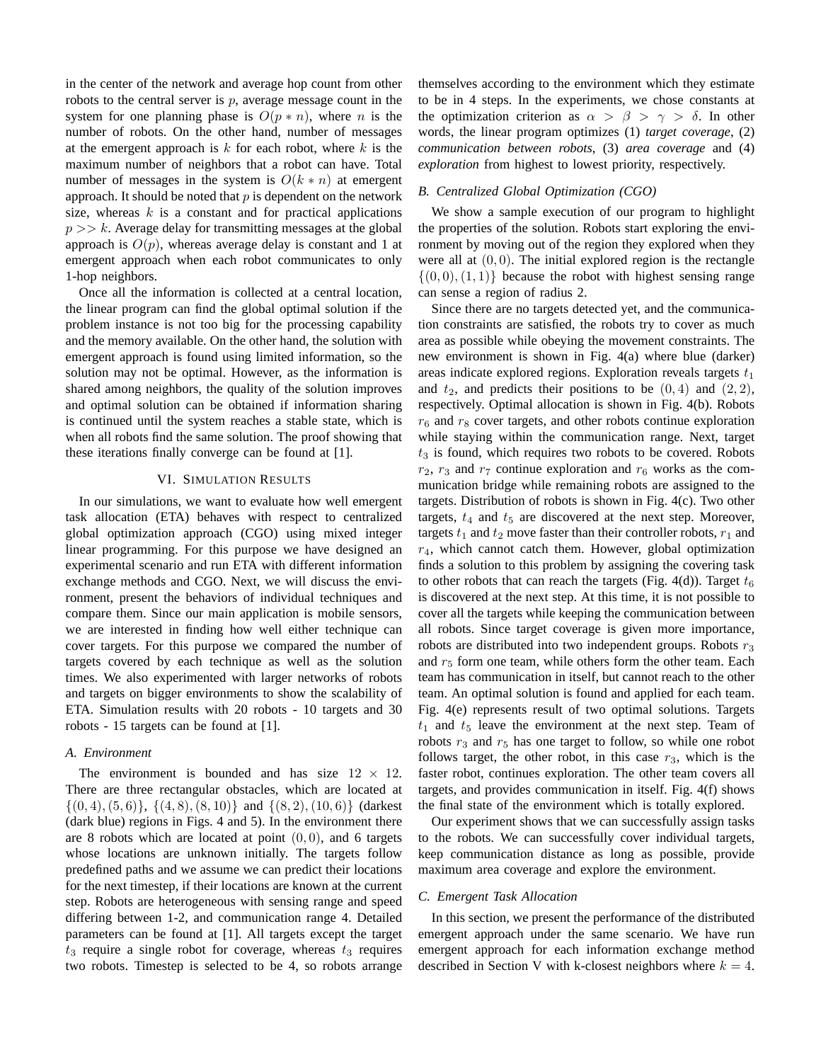in the center of the network and average hop count from other robots to the central server is $p$, average message count in the system for one planning phase is $O(p * n)$, where $n$ is the number of robots. On the other hand, number of messages at the emergent approach is $k$ for each robot, where $k$ is the maximum number of neighbors that a robot can have. Total number of messages in the system is $O(k * n)$ at emergent approach. It should be noted that $p$ is dependent on the network size, whereas $k$ is a constant and for practical applications $p >> k$. Average delay for transmitting messages at the global approach is $O(p)$, whereas average delay is constant and 1 at emergent approach when each robot communicates to only 1-hop neighbors.

Once all the information is collected at a central location, the linear program can find the global optimal solution if the problem instance is not too big for the processing capability and the memory available. On the other hand, the solution with emergent approach is found using limited information, so the solution may not be optimal. However, as the information is shared among neighbors, the quality of the solution improves and optimal solution can be obtained if information sharing is continued until the system reaches a stable state, which is when all robots find the same solution. The proof showing that these iterations finally converge can be found at [1].

## VI. Simulation Results

In our simulations, we want to evaluate how well emergent task allocation (ETA) behaves with respect to centralized global optimization approach (CGO) using mixed integer linear programming. For this purpose we have designed an experimental scenario and run ETA with different information exchange methods and CGO. Next, we will discuss the environment, present the behaviors of individual techniques and compare them. Since our main application is mobile sensors, we are interested in finding how well either technique can cover targets. For this purpose we compared the number of targets covered by each technique as well as the solution times. We also experimented with larger networks of robots and targets on bigger environments to show the scalability of ETA. Simulation results with 20 robots - 10 targets and 30 robots - 15 targets can be found at [1].

### A. Environment

The environment is bounded and has size $12 \times 12$. There are three rectangular obstacles, which are located at $\{(0, 4), (5, 6)\}$, $\{(4, 8), (8, 10)\}$ and $\{(8, 2), (10, 6)\}$ (darkest (dark blue) regions in Figs. 4 and 5). In the environment there are 8 robots which are located at point $(0, 0)$, and 6 targets whose locations are unknown initially. The targets follow predefined paths and we assume we can predict their locations for the next timestep, if their locations are known at the current step. Robots are heterogeneous with sensing range and speed differing between 1-2, and communication range 4. Detailed parameters can be found at [1]. All targets except the target $t_3$ require a single robot for coverage, whereas $t_3$ requires two robots. Timestep is selected to be 4, so robots arrange themselves according to the environment which they estimate to be in 4 steps. In the experiments, we chose constants at the optimization criterion as $\alpha > \beta > \gamma > \delta$. In other words, the linear program optimizes (1) *target coverage*, (2) *communication between robots*, (3) *area coverage* and (4) *exploration* from highest to lowest priority, respectively.

### B. Centralized Global Optimization (CGO)

We show a sample execution of our program to highlight the properties of the solution. Robots start exploring the environment by moving out of the region they explored when they were all at $(0, 0)$. The initial explored region is the rectangle $\{(0, 0), (1, 1)\}$ because the robot with highest sensing range can sense a region of radius 2.

Since there are no targets detected yet, and the communication constraints are satisfied, the robots try to cover as much area as possible while obeying the movement constraints. The new environment is shown in Fig. 4(a) where blue (darker) areas indicate explored regions. Exploration reveals targets $t_1$ and $t_2$, and predicts their positions to be $(0, 4)$ and $(2, 2)$, respectively. Optimal allocation is shown in Fig. 4(b). Robots $r_6$ and $r_8$ cover targets, and other robots continue exploration while staying within the communication range. Next, target $t_3$ is found, which requires two robots to be covered. Robots $r_2$, $r_3$ and $r_7$ continue exploration and $r_6$ works as the communication bridge while remaining robots are assigned to the targets. Distribution of robots is shown in Fig. 4(c). Two other targets, $t_4$ and $t_5$ are discovered at the next step. Moreover, targets $t_1$ and $t_2$ move faster than their controller robots, $r_1$ and $r_4$, which cannot catch them. However, global optimization finds a solution to this problem by assigning the covering task to other robots that can reach the targets (Fig. 4(d)). Target $t_6$ is discovered at the next step. At this time, it is not possible to cover all the targets while keeping the communication between all robots. Since target coverage is given more importance, robots are distributed into two independent groups. Robots $r_3$ and $r_5$ form one team, while others form the other team. Each team has communication in itself, but cannot reach to the other team. An optimal solution is found and applied for each team. Fig. 4(e) represents result of two optimal solutions. Targets $t_1$ and $t_5$ leave the environment at the next step. Team of robots $r_3$ and $r_5$ has one target to follow, so while one robot follows target, the other robot, in this case $r_3$, which is the faster robot, continues exploration. The other team covers all targets, and provides communication in itself. Fig. 4(f) shows the final state of the environment which is totally explored.

Our experiment shows that we can successfully assign tasks to the robots. We can successfully cover individual targets, keep communication distance as long as possible, provide maximum area coverage and explore the environment.

### C. Emergent Task Allocation

In this section, we present the performance of the distributed emergent approach under the same scenario. We have run emergent approach for each information exchange method described in Section V with k-closest neighbors where $k = 4$.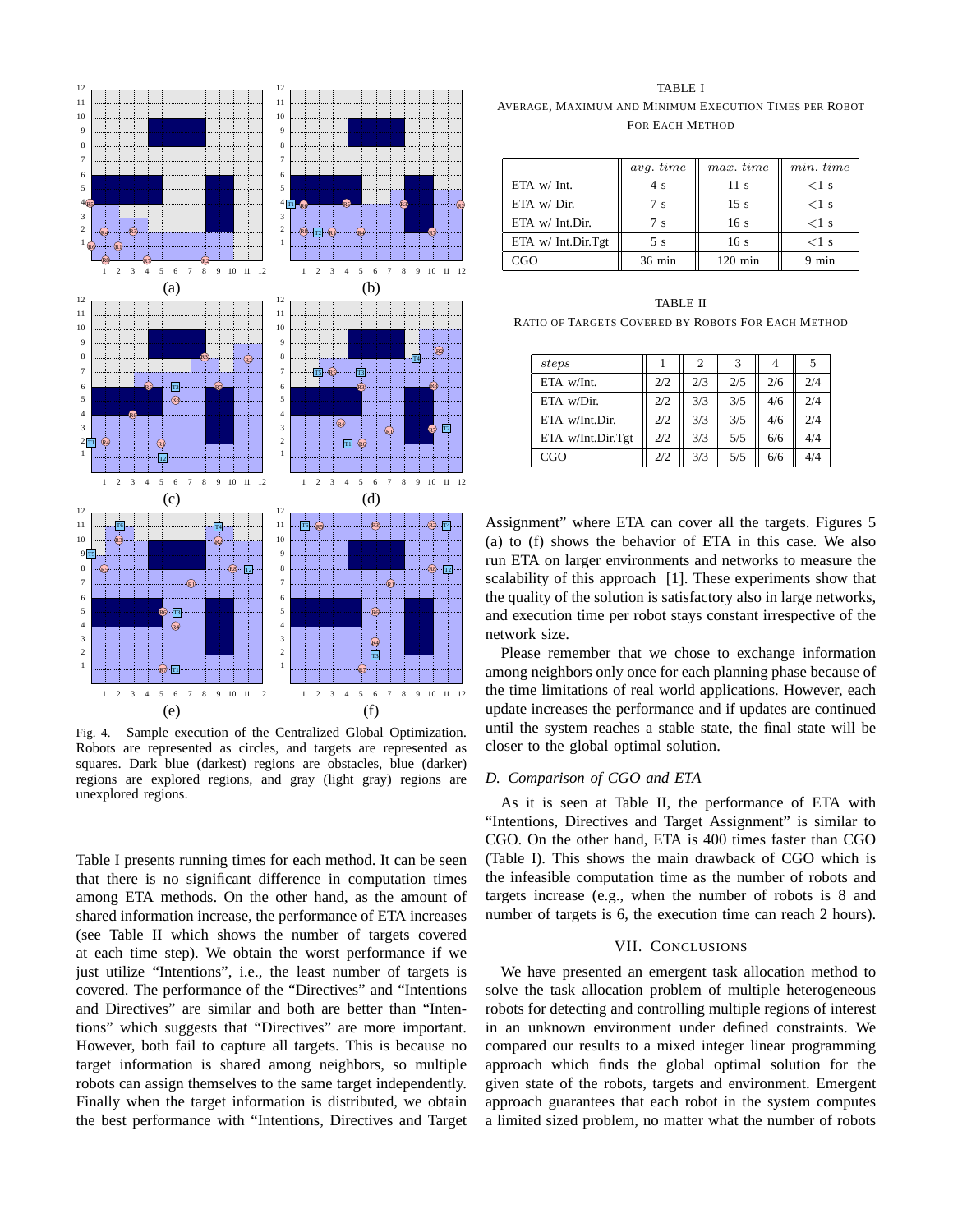Fig. 4. Sample execution of the Centralized Global Optimization. Robots are represented as circles, and targets are represented as squares. Dark blue (darkest) regions are obstacles, blue (darker) regions are explored regions, and gray (light gray) regions are unexplored regions.

Table I presents running times for each method. It can be seen that there is no significant difference in computation times among ETA methods. On the other hand, as the amount of shared information increase, the performance of ETA increases (see Table II which shows the number of targets covered at each time step). We obtain the worst performance if we just utilize "Intentions", i.e., the least number of targets is covered. The performance of the "Directives" and "Intentions and Directives" are similar and both are better than "Intentions" which suggests that "Directives" are more important. However, both fail to capture all targets. This is because no target information is shared among neighbors, so multiple robots can assign themselves to the same target independently. Finally when the target information is distributed, we obtain the best performance with "Intentions, Directives and Target Assignment" where ETA can cover all the targets. Figures 5 (a) to (f) shows the behavior of ETA in this case. We also run ETA on larger environments and networks to measure the scalability of this approach [1]. These experiments show that the quality of the solution is satisfactory also in large networks, and execution time per robot stays constant irrespective of the network size.

TABLE I
AVERAGE, MAXIMUM AND MINIMUM EXECUTION TIMES PER ROBOT FOR EACH METHOD

| | *avg. time* | *max. time* | *min. time* |
|---|---|---|---|
| ETA w/ Int. | 4 s | 11 s | <1 s |
| ETA w/ Dir. | 7 s | 15 s | <1 s |
| ETA w/ Int.Dir. | 7 s | 16 s | <1 s |
| ETA w/ Int.Dir.Tgt | 5 s | 16 s | <1 s |
| CGO | 36 min | 120 min | 9 min |

TABLE II
RATIO OF TARGETS COVERED BY ROBOTS FOR EACH METHOD

| *steps* | 1 | 2 | 3 | 4 | 5 |
|---|---|---|---|---|---|
| ETA w/Int. | 2/2 | 2/3 | 2/5 | 2/6 | 2/4 |
| ETA w/Dir. | 2/2 | 3/3 | 3/5 | 4/6 | 2/4 |
| ETA w/Int.Dir. | 2/2 | 3/3 | 3/5 | 4/6 | 2/4 |
| ETA w/Int.Dir.Tgt | 2/2 | 3/3 | 5/5 | 6/6 | 4/4 |
| CGO | 2/2 | 3/3 | 5/5 | 6/6 | 4/4 |

Please remember that we chose to exchange information among neighbors only once for each planning phase because of the time limitations of real world applications. However, each update increases the performance and if updates are continued until the system reaches a stable state, the final state will be closer to the global optimal solution.

### *D. Comparison of CGO and ETA*

As it is seen at Table II, the performance of ETA with "Intentions, Directives and Target Assignment" is similar to CGO. On the other hand, ETA is 400 times faster than CGO (Table I). This shows the main drawback of CGO which is the infeasible computation time as the number of robots and targets increase (e.g., when the number of robots is 8 and number of targets is 6, the execution time can reach 2 hours).

## VII. CONCLUSIONS

We have presented an emergent task allocation method to solve the task allocation problem of multiple heterogeneous robots for detecting and controlling multiple regions of interest in an unknown environment under defined constraints. We compared our results to a mixed integer linear programming approach which finds the global optimal solution for the given state of the robots, targets and environment. Emergent approach guarantees that each robot in the system computes a limited sized problem, no matter what the number of robots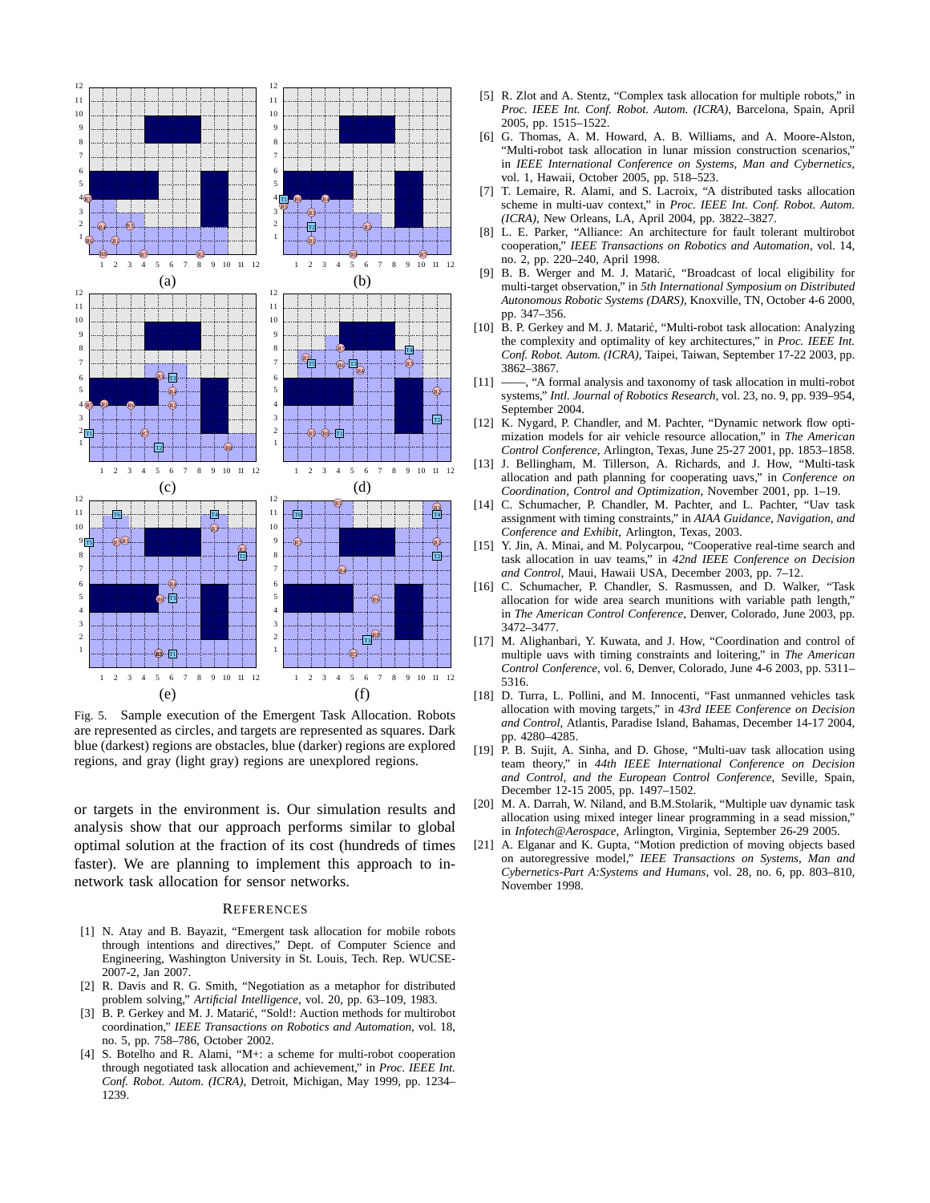12
11
10
9
8
7
6
5
4
3
2
1
1 2 3 4 5 6 7 8 9 10 11 12
(a)

12
11
10
9
8
7
6
5
4
3
2
1
1 2 3 4 5 6 7 8 9 10 11 12
(b)

12
11
10
9
8
7
6
5
4
3
2
1
1 2 3 4 5 6 7 8 9 10 11 12
(c)

12
11
10
9
8
7
6
5
4
3
2
1
1 2 3 4 5 6 7 8 9 10 11 12
(d)

12
11
10
9
8
7
6
5
4
3
2
1
1 2 3 4 5 6 7 8 9 10 11 12
(e)

12
11
10
9
8
7
6
5
4
3
2
1
1 2 3 4 5 6 7 8 9 10 11 12
(f)

Fig. 5. Sample execution of the Emergent Task Allocation. Robots are represented as circles, and targets are represented as squares. Dark blue (darkest) regions are obstacles, blue (darker) regions are explored regions, and gray (light gray) regions are unexplored regions.

or targets in the environment is. Our simulation results and analysis show that our approach performs similar to global optimal solution at the fraction of its cost (hundreds of times faster). We are planning to implement this approach to in-network task allocation for sensor networks.

## References

[1] N. Atay and B. Bayazit, "Emergent task allocation for mobile robots through intentions and directives," Dept. of Computer Science and Engineering, Washington University in St. Louis, Tech. Rep. WUCSE-2007-2, Jan 2007.

[2] R. Davis and R. G. Smith, "Negotiation as a metaphor for distributed problem solving," *Artificial Intelligence*, vol. 20, pp. 63–109, 1983.

[3] B. P. Gerkey and M. J. Matarić, "Sold!: Auction methods for multirobot coordination," *IEEE Transactions on Robotics and Automation*, vol. 18, no. 5, pp. 758–786, October 2002.

[4] S. Botelho and R. Alami, "M+: a scheme for multi-robot cooperation through negotiated task allocation and achievement," in *Proc. IEEE Int. Conf. Robot. Autom. (ICRA)*, Detroit, Michigan, May 1999, pp. 1234–1239.

[5] R. Zlot and A. Stentz, "Complex task allocation for multiple robots," in *Proc. IEEE Int. Conf. Robot. Autom. (ICRA)*, Barcelona, Spain, April 2005, pp. 1515–1522.

[6] G. Thomas, A. M. Howard, A. B. Williams, and A. Moore-Alston, "Multi-robot task allocation in lunar mission construction scenarios," in *IEEE International Conference on Systems, Man and Cybernetics*, vol. 1, Hawaii, October 2005, pp. 518–523.

[7] T. Lemaire, R. Alami, and S. Lacroix, "A distributed tasks allocation scheme in multi-uav context," in *Proc. IEEE Int. Conf. Robot. Autom. (ICRA)*, New Orleans, LA, April 2004, pp. 3822–3827.

[8] L. E. Parker, "Alliance: An architecture for fault tolerant multirobot cooperation," *IEEE Transactions on Robotics and Automation*, vol. 14, no. 2, pp. 220–240, April 1998.

[9] B. B. Werger and M. J. Matarić, "Broadcast of local eligibility for multi-target observation," in *5th International Symposium on Distributed Autonomous Robotic Systems (DARS)*, Knoxville, TN, October 4-6 2000, pp. 347–356.

[10] B. P. Gerkey and M. J. Matarić, "Multi-robot task allocation: Analyzing the complexity and optimality of key architectures," in *Proc. IEEE Int. Conf. Robot. Autom. (ICRA)*, Taipei, Taiwan, September 17-22 2003, pp. 3862–3867.

[11] ——, "A formal analysis and taxonomy of task allocation in multi-robot systems," *Intl. Journal of Robotics Research*, vol. 23, no. 9, pp. 939–954, September 2004.

[12] K. Nygard, P. Chandler, and M. Pachter, "Dynamic network flow optimization models for air vehicle resource allocation," in *The American Control Conference*, Arlington, Texas, June 25-27 2001, pp. 1853–1858.

[13] J. Bellingham, M. Tillerson, A. Richards, and J. How, "Multi-task allocation and path planning for cooperating uavs," in *Conference on Coordination, Control and Optimization*, November 2001, pp. 1–19.

[14] C. Schumacher, P. Chandler, M. Pachter, and L. Pachter, "Uav task assignment with timing constraints," in *AIAA Guidance, Navigation, and Conference and Exhibit*, Arlington, Texas, 2003.

[15] Y. Jin, A. Minai, and M. Polycarpou, "Cooperative real-time search and task allocation in uav teams," in *42nd IEEE Conference on Decision and Control*, Maui, Hawaii USA, December 2003, pp. 7–12.

[16] C. Schumacher, P. Chandler, S. Rasmussen, and D. Walker, "Task allocation for wide area search munitions with variable path length," in *The American Control Conference*, Denver, Colorado, June 2003, pp. 3472–3477.

[17] M. Alighanbari, Y. Kuwata, and J. How, "Coordination and control of multiple uavs with timing constraints and loitering," in *The American Control Conference*, vol. 6, Denver, Colorado, June 4-6 2003, pp. 5311–5316.

[18] D. Turra, L. Pollini, and M. Innocenti, "Fast unmanned vehicles task allocation with moving targets," in *43rd IEEE Conference on Decision and Control*, Atlantis, Paradise Island, Bahamas, December 14-17 2004, pp. 4280–4285.

[19] P. B. Sujit, A. Sinha, and D. Ghose, "Multi-uav task allocation using team theory," in *44th IEEE International Conference on Decision and Control, and the European Control Conference*, Seville, Spain, December 12-15 2005, pp. 1497–1502.

[20] M. A. Darrah, W. Niland, and B.M.Stolarik, "Multiple uav dynamic task allocation using mixed integer linear programming in a sead mission," in *Infotech@Aerospace*, Arlington, Virginia, September 26-29 2005.

[21] A. Elganar and K. Gupta, "Motion prediction of moving objects based on autoregressive model," *IEEE Transactions on Systems, Man and Cybernetics-Part A:Systems and Humans*, vol. 28, no. 6, pp. 803–810, November 1998.